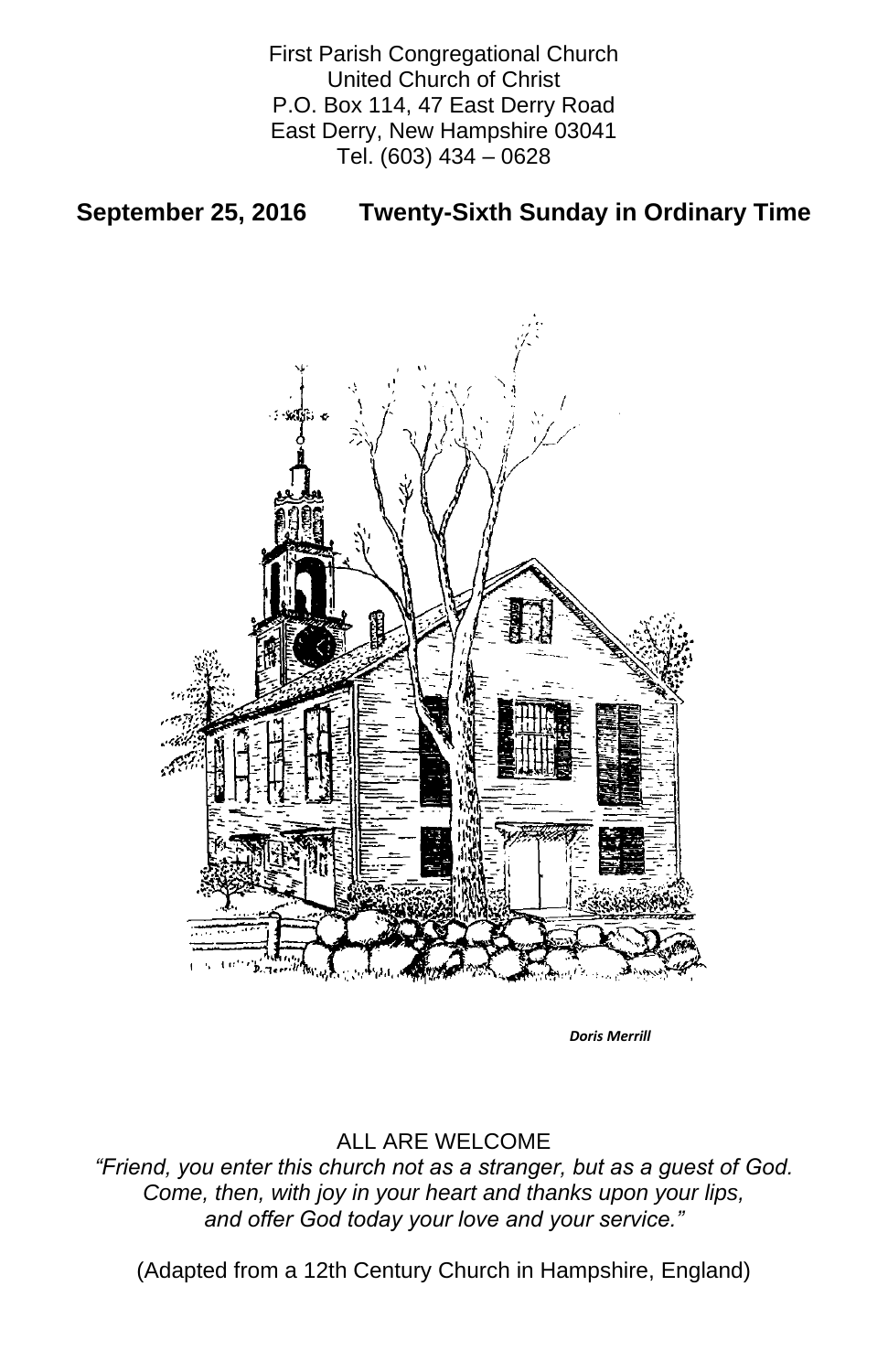First Parish Congregational Church
United Church of Christ
P.O. Box 114, 47 East Derry Road
East Derry, New Hampshire 03041
Tel. (603) 434 – 0628

**September 25, 2016 Twenty-Sixth Sunday in Ordinary Time**

*Doris Merrill*

ALL ARE WELCOME

*"Friend, you enter this church not as a stranger, but as a guest of God.
Come, then, with joy in your heart and thanks upon your lips,
and offer God today your love and your service."*

(Adapted from a 12th Century Church in Hampshire, England)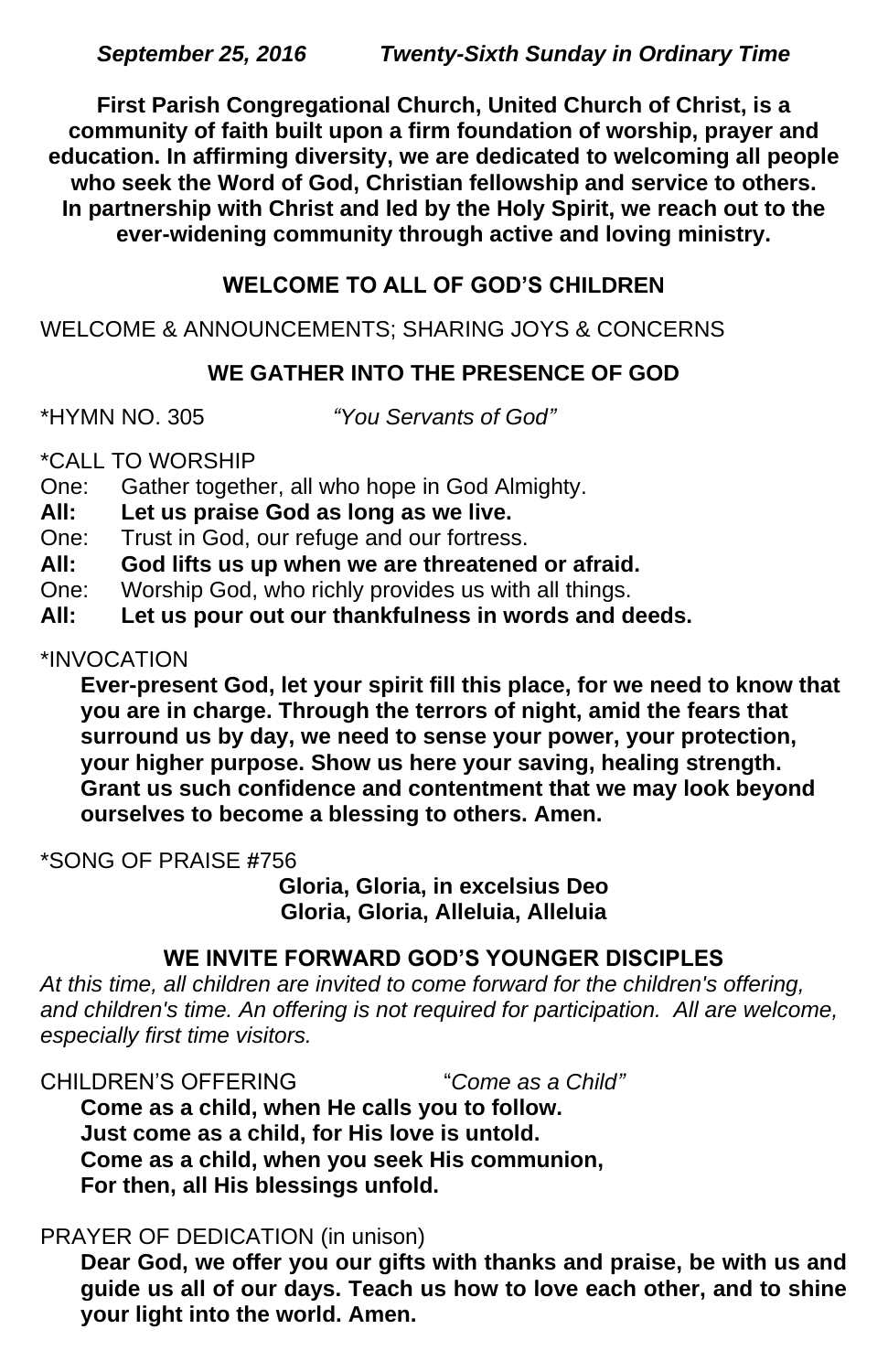***September 25, 2016 Twenty-Sixth Sunday in Ordinary Time***

**First Parish Congregational Church, United Church of Christ, is a community of faith built upon a firm foundation of worship, prayer and education. In affirming diversity, we are dedicated to welcoming all people who seek the Word of God, Christian fellowship and service to others. In partnership with Christ and led by the Holy Spirit, we reach out to the ever-widening community through active and loving ministry.**

## WELCOME TO ALL OF GOD'S CHILDREN

WELCOME & ANNOUNCEMENTS; SHARING JOYS & CONCERNS

## WE GATHER INTO THE PRESENCE OF GOD

*HYMN NO. 305 *"You Servants of God"*

*CALL TO WORSHIP

One: Gather together, all who hope in God Almighty.

**All: Let us praise God as long as we live.**

One: Trust in God, our refuge and our fortress.

**All: God lifts us up when we are threatened or afraid.**

One: Worship God, who richly provides us with all things.

**All: Let us pour out our thankfulness in words and deeds.**

*INVOCATION

**Ever-present God, let your spirit fill this place, for we need to know that you are in charge. Through the terrors of night, amid the fears that surround us by day, we need to sense your power, your protection, your higher purpose. Show us here your saving, healing strength. Grant us such confidence and contentment that we may look beyond ourselves to become a blessing to others. Amen.**

*SONG OF PRAISE #756

**Gloria, Gloria, in excelsius Deo**
**Gloria, Gloria, Alleluia, Alleluia**

## WE INVITE FORWARD GOD'S YOUNGER DISCIPLES

*At this time, all children are invited to come forward for the children's offering, and children's time. An offering is not required for participation. All are welcome, especially first time visitors.*

CHILDREN'S OFFERING "*Come as a Child"*

**Come as a child, when He calls you to follow.**
**Just come as a child, for His love is untold.**
**Come as a child, when you seek His communion,**
**For then, all His blessings unfold.**

PRAYER OF DEDICATION (in unison)

**Dear God, we offer you our gifts with thanks and praise, be with us and guide us all of our days. Teach us how to love each other, and to shine your light into the world. Amen.**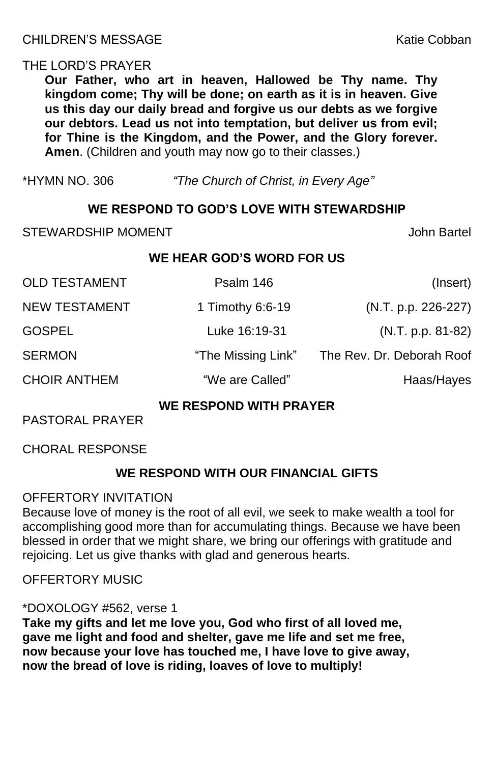CHILDREN'S MESSAGE Katie Cobban

THE LORD'S PRAYER

**Our Father, who art in heaven, Hallowed be Thy name. Thy kingdom come; Thy will be done; on earth as it is in heaven. Give us this day our daily bread and forgive us our debts as we forgive our debtors. Lead us not into temptation, but deliver us from evil; for Thine is the Kingdom, and the Power, and the Glory forever. Amen**. (Children and youth may now go to their classes.)

*HYMN NO. 306 *"The Church of Christ, in Every Age"*

**WE RESPOND TO GOD'S LOVE WITH STEWARDSHIP**

STEWARDSHIP MOMENT John Bartel

**WE HEAR GOD'S WORD FOR US**

| | | |
|---|---|---|
| OLD TESTAMENT | Psalm 146 | (Insert) |
| NEW TESTAMENT | 1 Timothy 6:6-19 | (N.T. p.p. 226-227) |
| GOSPEL | Luke 16:19-31 | (N.T. p.p. 81-82) |
| SERMON | "The Missing Link" | The Rev. Dr. Deborah Roof |
| CHOIR ANTHEM | "We are Called" | Haas/Hayes |

**WE RESPOND WITH PRAYER**

PASTORAL PRAYER

CHORAL RESPONSE

**WE RESPOND WITH OUR FINANCIAL GIFTS**

OFFERTORY INVITATION

Because love of money is the root of all evil, we seek to make wealth a tool for accomplishing good more than for accumulating things. Because we have been blessed in order that we might share, we bring our offerings with gratitude and rejoicing. Let us give thanks with glad and generous hearts.

OFFERTORY MUSIC

*DOXOLOGY #562, verse 1

**Take my gifts and let me love you, God who first of all loved me,
gave me light and food and shelter, gave me life and set me free,
now because your love has touched me, I have love to give away,
now the bread of love is riding, loaves of love to multiply!**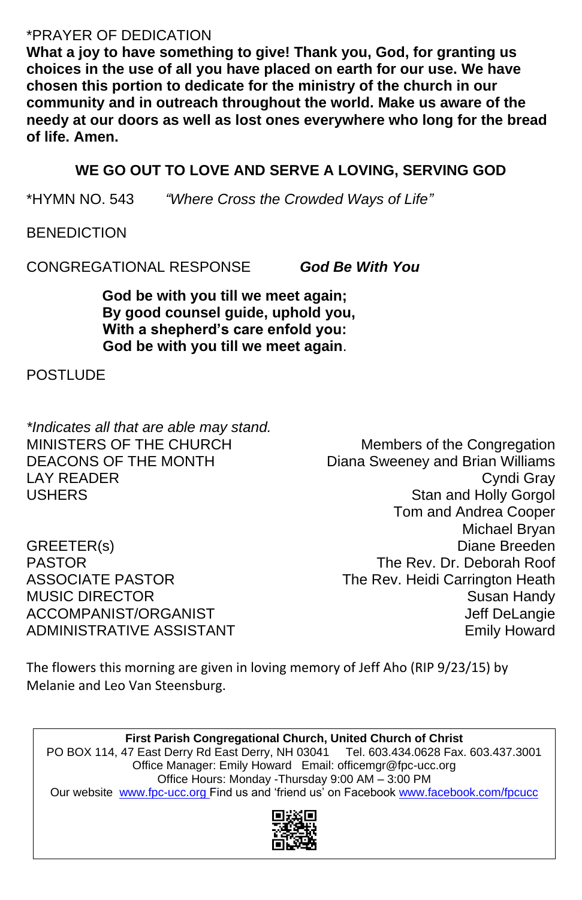*PRAYER OF DEDICATION

**What a joy to have something to give! Thank you, God, for granting us choices in the use of all you have placed on earth for our use. We have chosen this portion to dedicate for the ministry of the church in our community and in outreach throughout the world. Make us aware of the needy at our doors as well as lost ones everywhere who long for the bread of life. Amen.**

## WE GO OUT TO LOVE AND SERVE A LOVING, SERVING GOD

*HYMN NO. 543 *"Where Cross the Crowded Ways of Life"*

BENEDICTION

CONGREGATIONAL RESPONSE ***God Be With You***

**God be with you till we meet again;**
**By good counsel guide, uphold you,**
**With a shepherd's care enfold you:**
**God be with you till we meet again**.

POSTLUDE

*\*Indicates all that are able may stand.*

| | |
|---|---|
| MINISTERS OF THE CHURCH | Members of the Congregation |
| DEACONS OF THE MONTH | Diana Sweeney and Brian Williams |
| LAY READER | Cyndi Gray |
| USHERS | Stan and Holly Gorgol<br>Tom and Andrea Cooper<br>Michael Bryan |
| GREETER(s) | Diane Breeden |
| PASTOR | The Rev. Dr. Deborah Roof |
| ASSOCIATE PASTOR | The Rev. Heidi Carrington Heath |
| MUSIC DIRECTOR | Susan Handy |
| ACCOMPANIST/ORGANIST | Jeff DeLangie |
| ADMINISTRATIVE ASSISTANT | Emily Howard |

The flowers this morning are given in loving memory of Jeff Aho (RIP 9/23/15) by Melanie and Leo Van Steensburg.

**First Parish Congregational Church, United Church of Christ**
PO BOX 114, 47 East Derry Rd East Derry, NH 03041 Tel. 603.434.0628 Fax. 603.437.3001
Office Manager: Emily Howard Email: officemgr@fpc-ucc.org
Office Hours: Monday -Thursday 9:00 AM – 3:00 PM
Our website www.fpc-ucc.org Find us and 'friend us' on Facebook www.facebook.com/fpcucc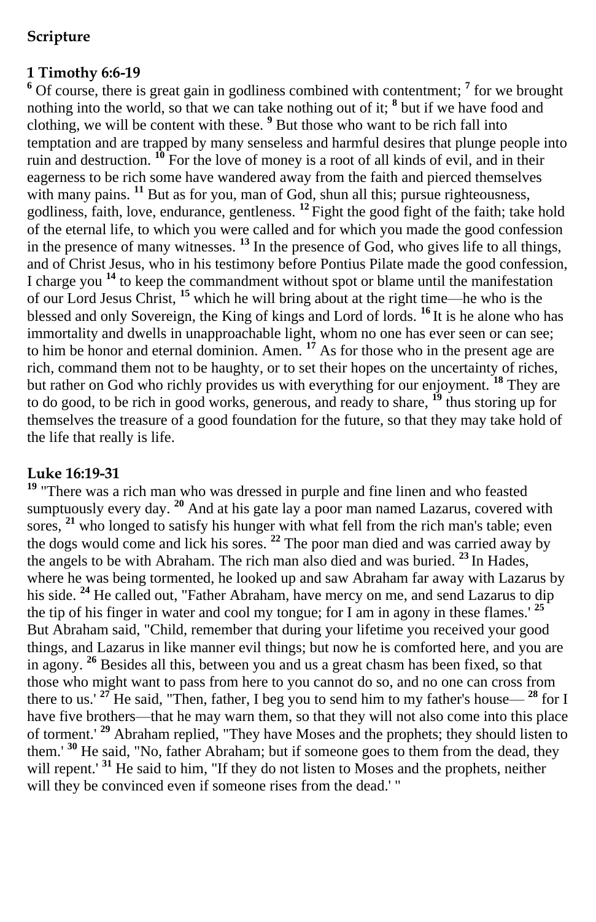## Scripture

### 1 Timothy 6:6-19

[6] Of course, there is great gain in godliness combined with contentment; [7] for we brought nothing into the world, so that we can take nothing out of it; [8] but if we have food and clothing, we will be content with these. [9] But those who want to be rich fall into temptation and are trapped by many senseless and harmful desires that plunge people into ruin and destruction. [10] For the love of money is a root of all kinds of evil, and in their eagerness to be rich some have wandered away from the faith and pierced themselves with many pains. [11] But as for you, man of God, shun all this; pursue righteousness, godliness, faith, love, endurance, gentleness. [12] Fight the good fight of the faith; take hold of the eternal life, to which you were called and for which you made the good confession in the presence of many witnesses. [13] In the presence of God, who gives life to all things, and of Christ Jesus, who in his testimony before Pontius Pilate made the good confession, I charge you [14] to keep the commandment without spot or blame until the manifestation of our Lord Jesus Christ, [15] which he will bring about at the right time—he who is the blessed and only Sovereign, the King of kings and Lord of lords. [16] It is he alone who has immortality and dwells in unapproachable light, whom no one has ever seen or can see; to him be honor and eternal dominion. Amen. [17] As for those who in the present age are rich, command them not to be haughty, or to set their hopes on the uncertainty of riches, but rather on God who richly provides us with everything for our enjoyment. [18] They are to do good, to be rich in good works, generous, and ready to share, [19] thus storing up for themselves the treasure of a good foundation for the future, so that they may take hold of the life that really is life.

### Luke 16:19-31

[19] "There was a rich man who was dressed in purple and fine linen and who feasted sumptuously every day. [20] And at his gate lay a poor man named Lazarus, covered with sores, [21] who longed to satisfy his hunger with what fell from the rich man's table; even the dogs would come and lick his sores. [22] The poor man died and was carried away by the angels to be with Abraham. The rich man also died and was buried. [23] In Hades, where he was being tormented, he looked up and saw Abraham far away with Lazarus by his side. [24] He called out, "Father Abraham, have mercy on me, and send Lazarus to dip the tip of his finger in water and cool my tongue; for I am in agony in these flames.' [25] But Abraham said, "Child, remember that during your lifetime you received your good things, and Lazarus in like manner evil things; but now he is comforted here, and you are in agony. [26] Besides all this, between you and us a great chasm has been fixed, so that those who might want to pass from here to you cannot do so, and no one can cross from there to us.' [27] He said, "Then, father, I beg you to send him to my father's house— [28] for I have five brothers—that he may warn them, so that they will not also come into this place of torment.' [29] Abraham replied, "They have Moses and the prophets; they should listen to them.' [30] He said, "No, father Abraham; but if someone goes to them from the dead, they will repent.' [31] He said to him, "If they do not listen to Moses and the prophets, neither will they be convinced even if someone rises from the dead.' "